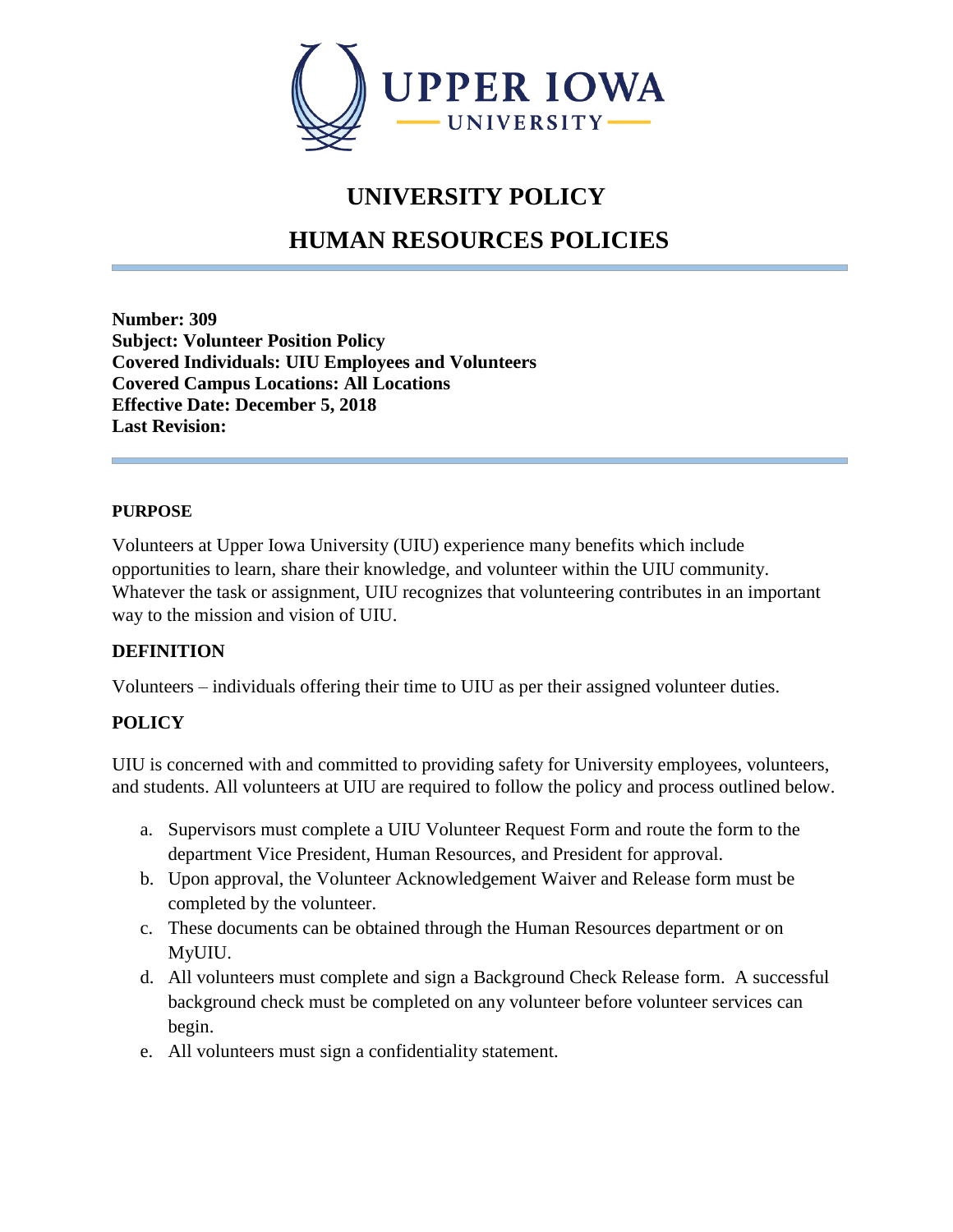# UNIVERSITY POLICY

# HUMAN RESOURCES POLICIES

**Number: 309**
**Subject: Volunteer Position Policy**
**Covered Individuals: UIU Employees and Volunteers**
**Covered Campus Locations: All Locations**
**Effective Date: December 5, 2018**
**Last Revision:**

## PURPOSE

Volunteers at Upper Iowa University (UIU) experience many benefits which include opportunities to learn, share their knowledge, and volunteer within the UIU community. Whatever the task or assignment, UIU recognizes that volunteering contributes in an important way to the mission and vision of UIU.

## DEFINITION

Volunteers – individuals offering their time to UIU as per their assigned volunteer duties.

## POLICY

UIU is concerned with and committed to providing safety for University employees, volunteers, and students. All volunteers at UIU are required to follow the policy and process outlined below.

a. Supervisors must complete a UIU Volunteer Request Form and route the form to the department Vice President, Human Resources, and President for approval.
b. Upon approval, the Volunteer Acknowledgement Waiver and Release form must be completed by the volunteer.
c. These documents can be obtained through the Human Resources department or on MyUIU.
d. All volunteers must complete and sign a Background Check Release form. A successful background check must be completed on any volunteer before volunteer services can begin.
e. All volunteers must sign a confidentiality statement.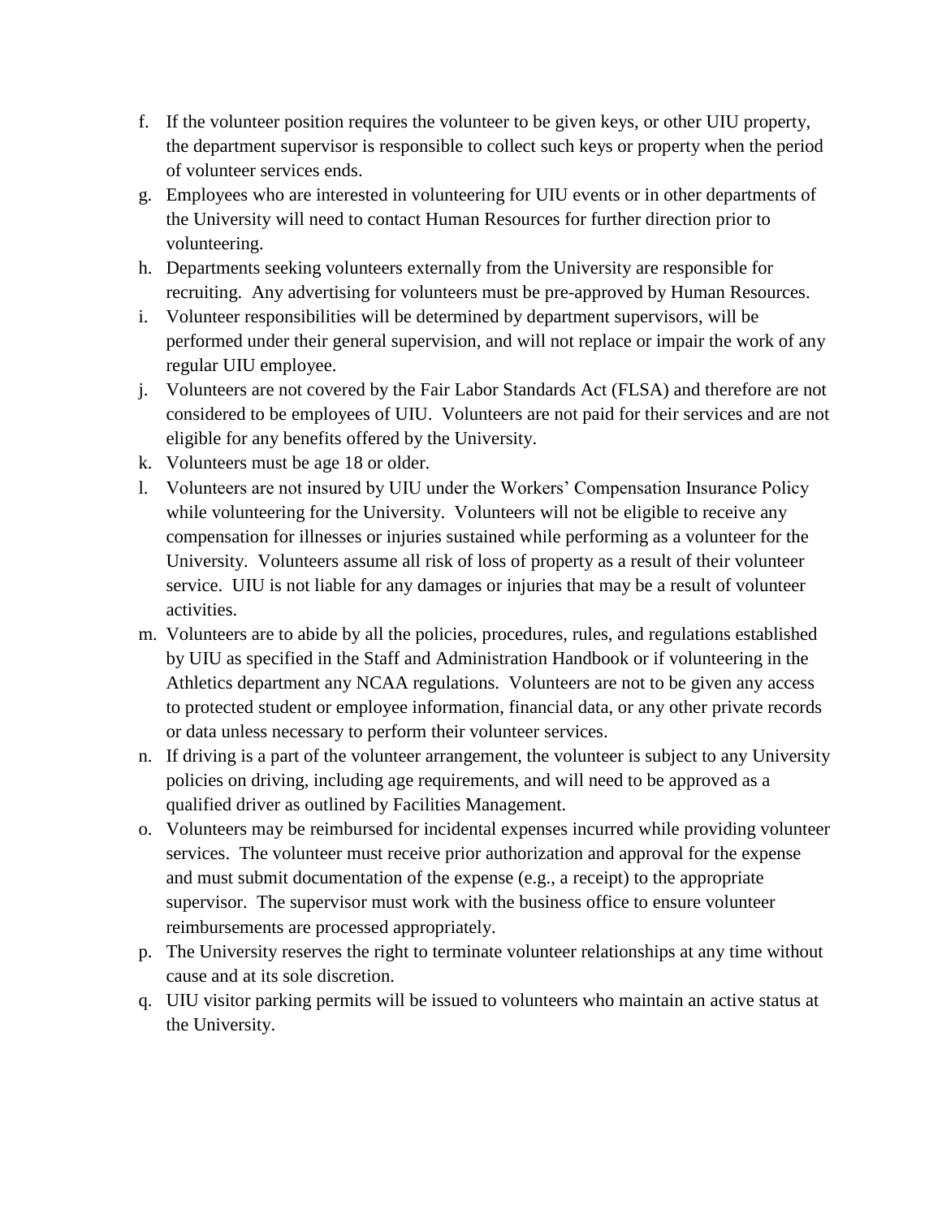f. If the volunteer position requires the volunteer to be given keys, or other UIU property, the department supervisor is responsible to collect such keys or property when the period of volunteer services ends.
g. Employees who are interested in volunteering for UIU events or in other departments of the University will need to contact Human Resources for further direction prior to volunteering.
h. Departments seeking volunteers externally from the University are responsible for recruiting. Any advertising for volunteers must be pre-approved by Human Resources.
i. Volunteer responsibilities will be determined by department supervisors, will be performed under their general supervision, and will not replace or impair the work of any regular UIU employee.
j. Volunteers are not covered by the Fair Labor Standards Act (FLSA) and therefore are not considered to be employees of UIU. Volunteers are not paid for their services and are not eligible for any benefits offered by the University.
k. Volunteers must be age 18 or older.
l. Volunteers are not insured by UIU under the Workers' Compensation Insurance Policy while volunteering for the University. Volunteers will not be eligible to receive any compensation for illnesses or injuries sustained while performing as a volunteer for the University. Volunteers assume all risk of loss of property as a result of their volunteer service. UIU is not liable for any damages or injuries that may be a result of volunteer activities.
m. Volunteers are to abide by all the policies, procedures, rules, and regulations established by UIU as specified in the Staff and Administration Handbook or if volunteering in the Athletics department any NCAA regulations. Volunteers are not to be given any access to protected student or employee information, financial data, or any other private records or data unless necessary to perform their volunteer services.
n. If driving is a part of the volunteer arrangement, the volunteer is subject to any University policies on driving, including age requirements, and will need to be approved as a qualified driver as outlined by Facilities Management.
o. Volunteers may be reimbursed for incidental expenses incurred while providing volunteer services. The volunteer must receive prior authorization and approval for the expense and must submit documentation of the expense (e.g., a receipt) to the appropriate supervisor. The supervisor must work with the business office to ensure volunteer reimbursements are processed appropriately.
p. The University reserves the right to terminate volunteer relationships at any time without cause and at its sole discretion.
q. UIU visitor parking permits will be issued to volunteers who maintain an active status at the University.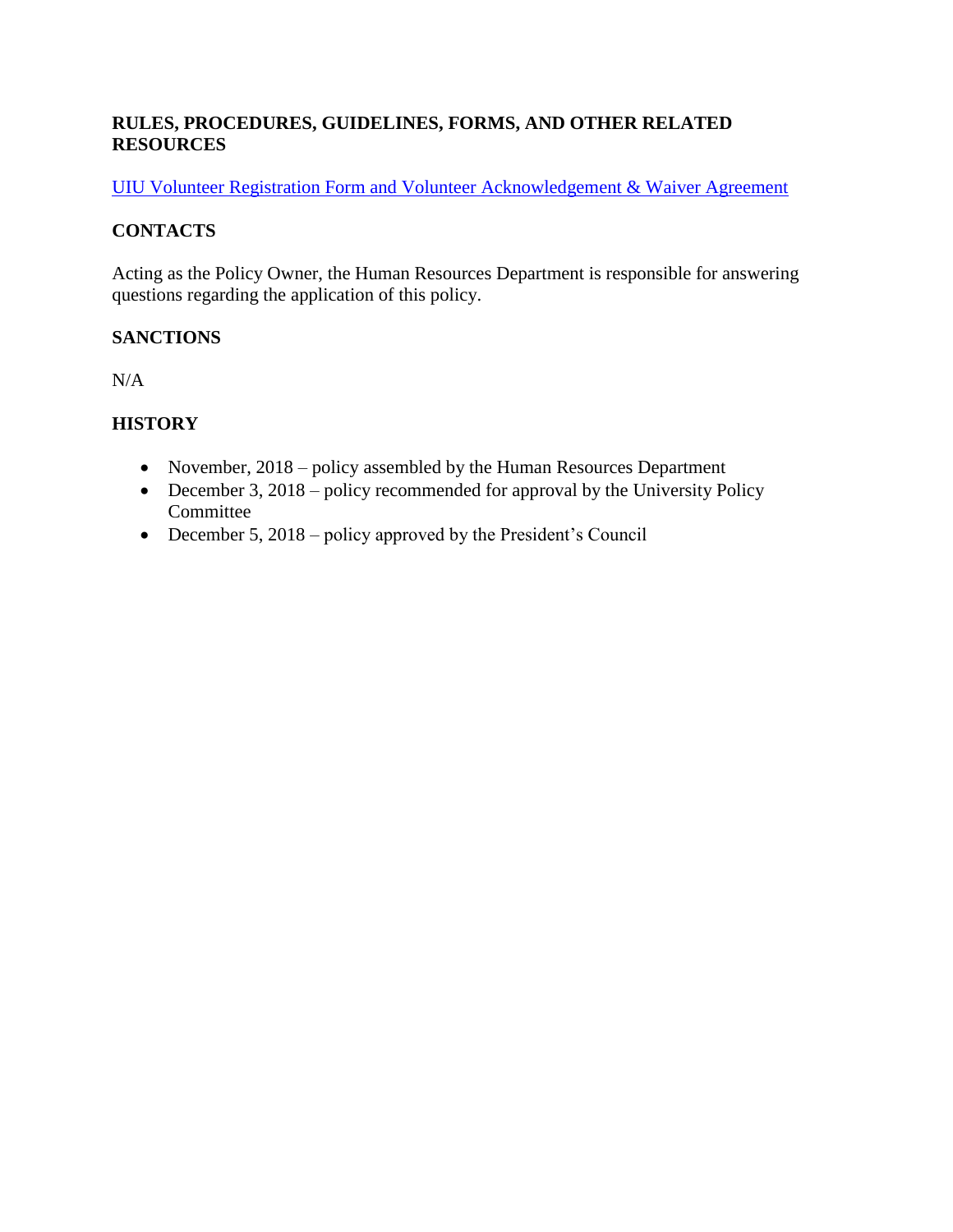**RULES, PROCEDURES, GUIDELINES, FORMS, AND OTHER RELATED RESOURCES**

UIU Volunteer Registration Form and Volunteer Acknowledgement & Waiver Agreement

**CONTACTS**

Acting as the Policy Owner, the Human Resources Department is responsible for answering questions regarding the application of this policy.

**SANCTIONS**

N/A

**HISTORY**

- November, 2018 – policy assembled by the Human Resources Department
- December 3, 2018 – policy recommended for approval by the University Policy Committee
- December 5, 2018 – policy approved by the President's Council